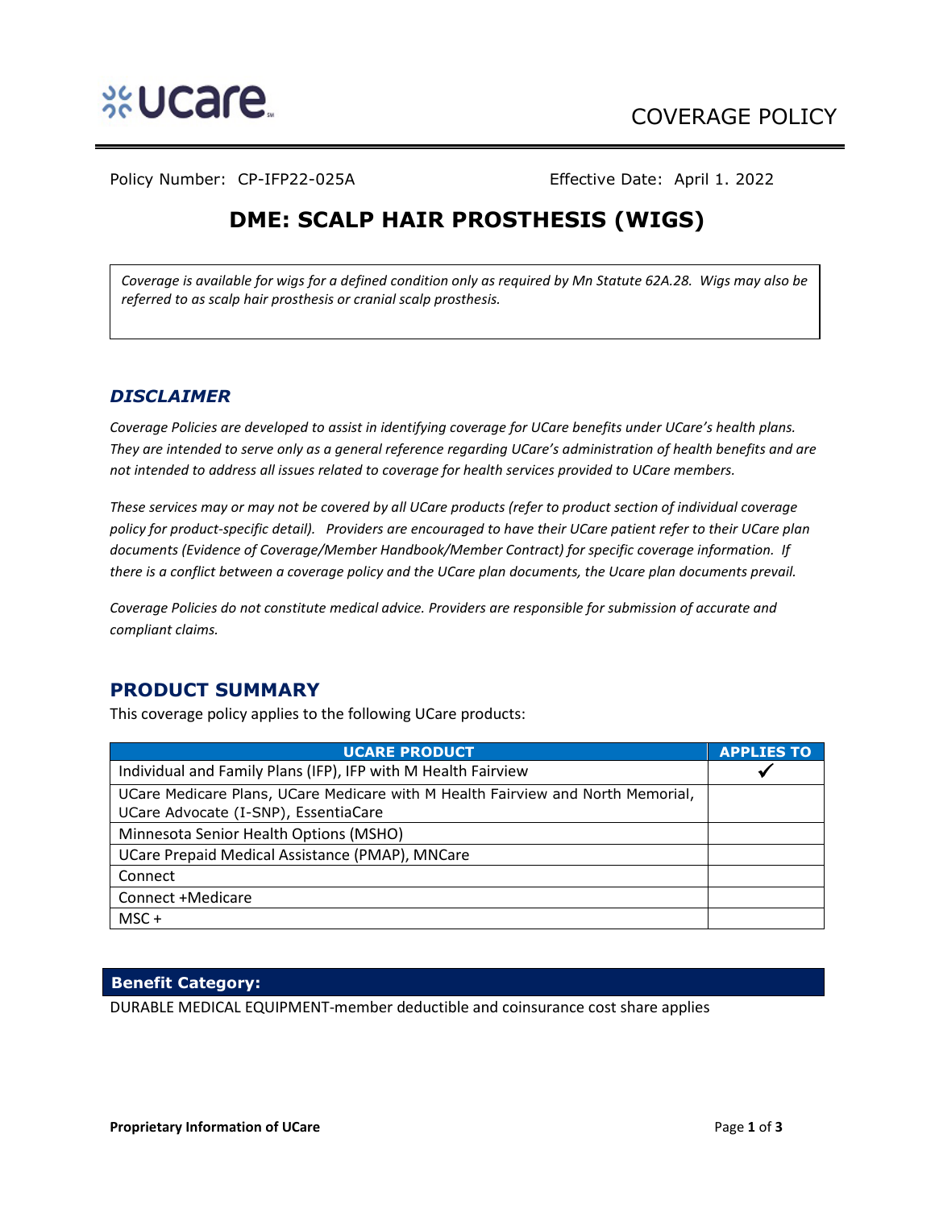COVERAGE POLICY

Policy Number: CP-IFP22-025A Effective Date: April 1. 2022

# DME: SCALP HAIR PROSTHESIS (WIGS)

*Coverage is available for wigs for a defined condition only as required by Mn Statute 62A.28. Wigs may also be referred to as scalp hair prosthesis or cranial scalp prosthesis.*

## *DISCLAIMER*

*Coverage Policies are developed to assist in identifying coverage for UCare benefits under UCare's health plans. They are intended to serve only as a general reference regarding UCare's administration of health benefits and are not intended to address all issues related to coverage for health services provided to UCare members.*

*These services may or may not be covered by all UCare products (refer to product section of individual coverage policy for product-specific detail). Providers are encouraged to have their UCare patient refer to their UCare plan documents (Evidence of Coverage/Member Handbook/Member Contract) for specific coverage information. If there is a conflict between a coverage policy and the UCare plan documents, the Ucare plan documents prevail.*

*Coverage Policies do not constitute medical advice. Providers are responsible for submission of accurate and compliant claims.*

## PRODUCT SUMMARY

This coverage policy applies to the following UCare products:

| UCARE PRODUCT | APPLIES TO |
|---|---|
| Individual and Family Plans (IFP), IFP with M Health Fairview | ✓ |
| UCare Medicare Plans, UCare Medicare with M Health Fairview and North Memorial, UCare Advocate (I-SNP), EssentiaCare | |
| Minnesota Senior Health Options (MSHO) | |
| UCare Prepaid Medical Assistance (PMAP), MNCare | |
| Connect | |
| Connect +Medicare | |
| MSC + | |

**Benefit Category:**

DURABLE MEDICAL EQUIPMENT-member deductible and coinsurance cost share applies

**Proprietary Information of UCare**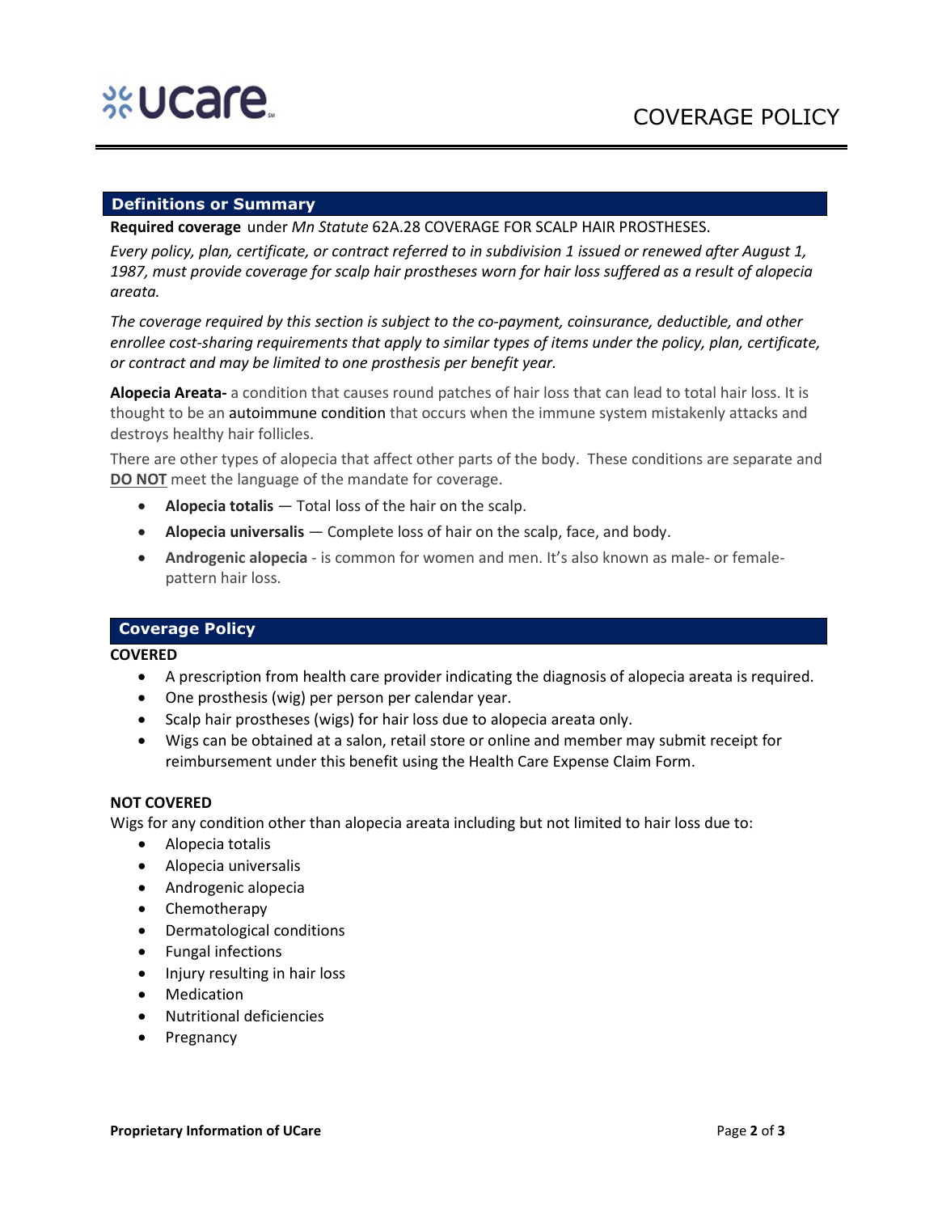## Definitions or Summary

**Required coverage** under *Mn Statute* 62A.28 COVERAGE FOR SCALP HAIR PROSTHESES.

*Every policy, plan, certificate, or contract referred to in subdivision 1 issued or renewed after August 1, 1987, must provide coverage for scalp hair prostheses worn for hair loss suffered as a result of alopecia areata.*

*The coverage required by this section is subject to the co-payment, coinsurance, deductible, and other enrollee cost-sharing requirements that apply to similar types of items under the policy, plan, certificate, or contract and may be limited to one prosthesis per benefit year.*

**Alopecia Areata-** a condition that causes round patches of hair loss that can lead to total hair loss. It is thought to be an autoimmune condition that occurs when the immune system mistakenly attacks and destroys healthy hair follicles.

There are other types of alopecia that affect other parts of the body. These conditions are separate and **<u>DO NOT</u>** meet the language of the mandate for coverage.

- **Alopecia totalis** — Total loss of the hair on the scalp.
- **Alopecia universalis** — Complete loss of hair on the scalp, face, and body.
- **Androgenic alopecia** - is common for women and men. It's also known as male- or female-pattern hair loss.

## Coverage Policy

**COVERED**

- A prescription from health care provider indicating the diagnosis of alopecia areata is required.
- One prosthesis (wig) per person per calendar year.
- Scalp hair prostheses (wigs) for hair loss due to alopecia areata only.
- Wigs can be obtained at a salon, retail store or online and member may submit receipt for reimbursement under this benefit using the Health Care Expense Claim Form.

**NOT COVERED**

Wigs for any condition other than alopecia areata including but not limited to hair loss due to:

- Alopecia totalis
- Alopecia universalis
- Androgenic alopecia
- Chemotherapy
- Dermatological conditions
- Fungal infections
- Injury resulting in hair loss
- Medication
- Nutritional deficiencies
- Pregnancy

**Proprietary Information of UCare**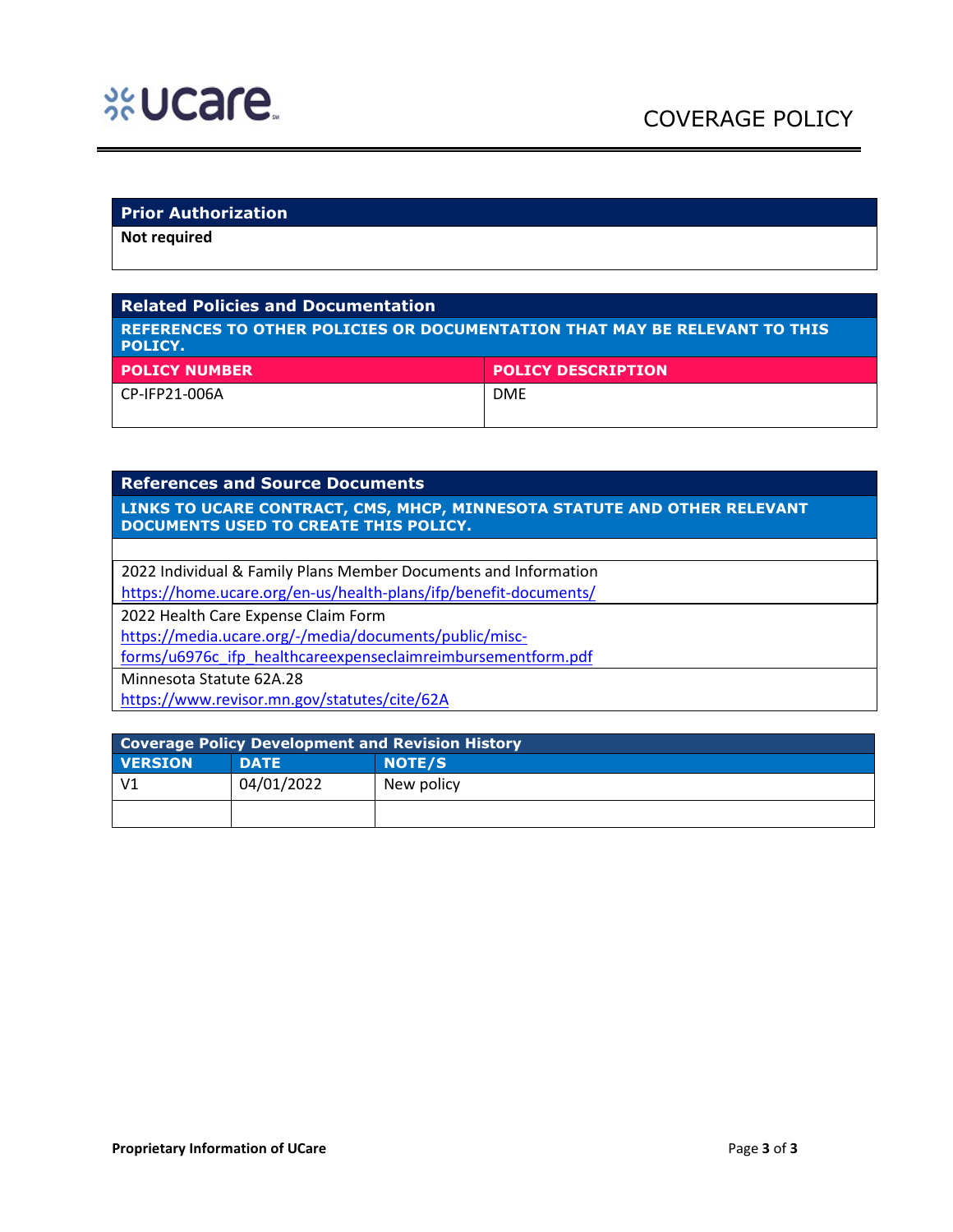## Prior Authorization

**Not required**

## Related Policies and Documentation

**REFERENCES TO OTHER POLICIES OR DOCUMENTATION THAT MAY BE RELEVANT TO THIS POLICY.**

| POLICY NUMBER | POLICY DESCRIPTION |
|---|---|
| CP-IFP21-006A | DME |

## References and Source Documents

**LINKS TO UCARE CONTRACT, CMS, MHCP, MINNESOTA STATUTE AND OTHER RELEVANT DOCUMENTS USED TO CREATE THIS POLICY.**

2022 Individual & Family Plans Member Documents and Information
https://home.ucare.org/en-us/health-plans/ifp/benefit-documents/

2022 Health Care Expense Claim Form
https://media.ucare.org/-/media/documents/public/misc-forms/u6976c_ifp_healthcareexpenseclaimreimbursementform.pdf

Minnesota Statute 62A.28
https://www.revisor.mn.gov/statutes/cite/62A

## Coverage Policy Development and Revision History

| VERSION | DATE | NOTE/S |
|---|---|---|
| V1 | 04/01/2022 | New policy |
| | | |

**Proprietary Information of UCare**